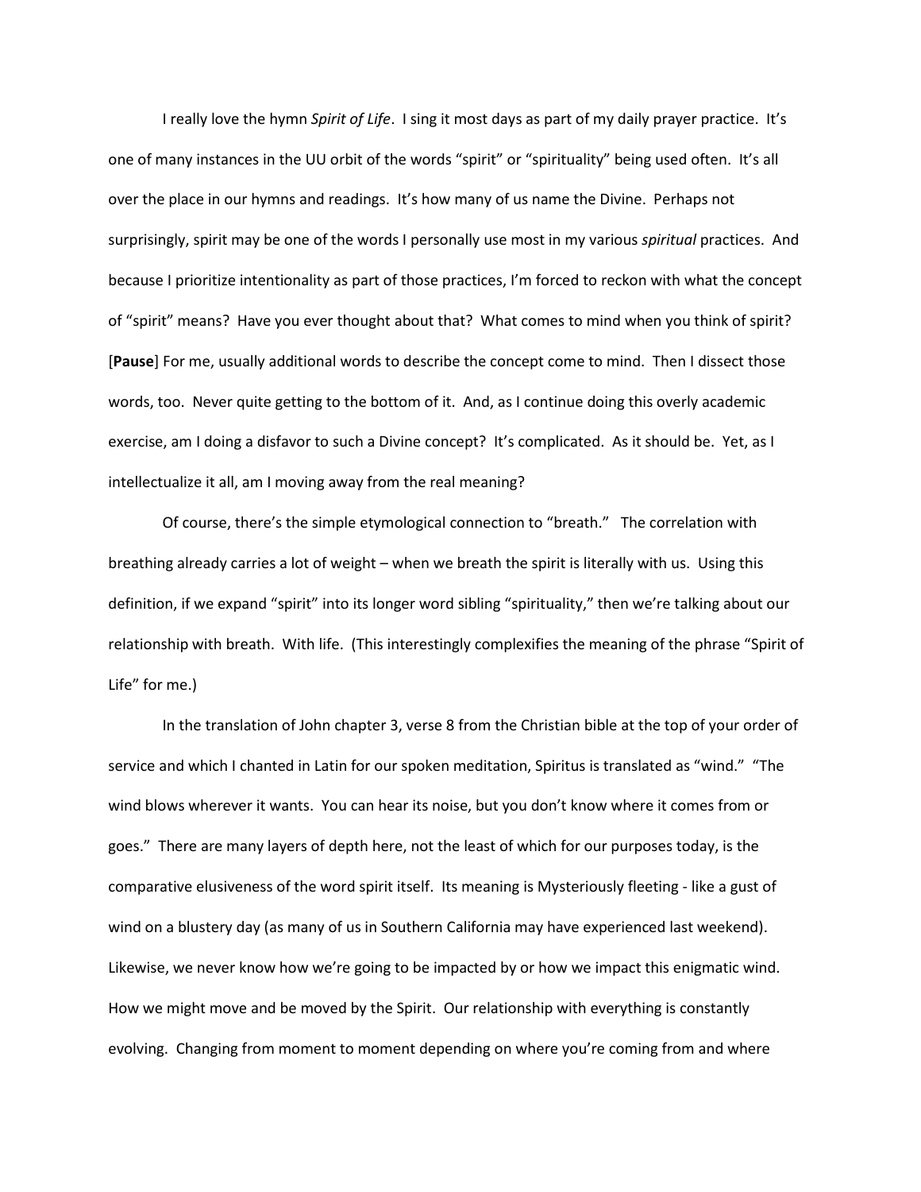I really love the hymn *Spirit of Life*. I sing it most days as part of my daily prayer practice. It's one of many instances in the UU orbit of the words "spirit" or "spirituality" being used often. It's all over the place in our hymns and readings. It's how many of us name the Divine. Perhaps not surprisingly, spirit may be one of the words I personally use most in my various *spiritual* practices. And because I prioritize intentionality as part of those practices, I'm forced to reckon with what the concept of "spirit" means? Have you ever thought about that? What comes to mind when you think of spirit? [**Pause**] For me, usually additional words to describe the concept come to mind. Then I dissect those words, too. Never quite getting to the bottom of it. And, as I continue doing this overly academic exercise, am I doing a disfavor to such a Divine concept? It's complicated. As it should be. Yet, as I intellectualize it all, am I moving away from the real meaning?

Of course, there's the simple etymological connection to "breath." The correlation with breathing already carries a lot of weight – when we breath the spirit is literally with us. Using this definition, if we expand "spirit" into its longer word sibling "spirituality," then we're talking about our relationship with breath. With life. (This interestingly complexifies the meaning of the phrase "Spirit of Life" for me.)

In the translation of John chapter 3, verse 8 from the Christian bible at the top of your order of service and which I chanted in Latin for our spoken meditation, Spiritus is translated as "wind." "The wind blows wherever it wants. You can hear its noise, but you don't know where it comes from or goes." There are many layers of depth here, not the least of which for our purposes today, is the comparative elusiveness of the word spirit itself. Its meaning is Mysteriously fleeting - like a gust of wind on a blustery day (as many of us in Southern California may have experienced last weekend). Likewise, we never know how we're going to be impacted by or how we impact this enigmatic wind. How we might move and be moved by the Spirit. Our relationship with everything is constantly evolving. Changing from moment to moment depending on where you're coming from and where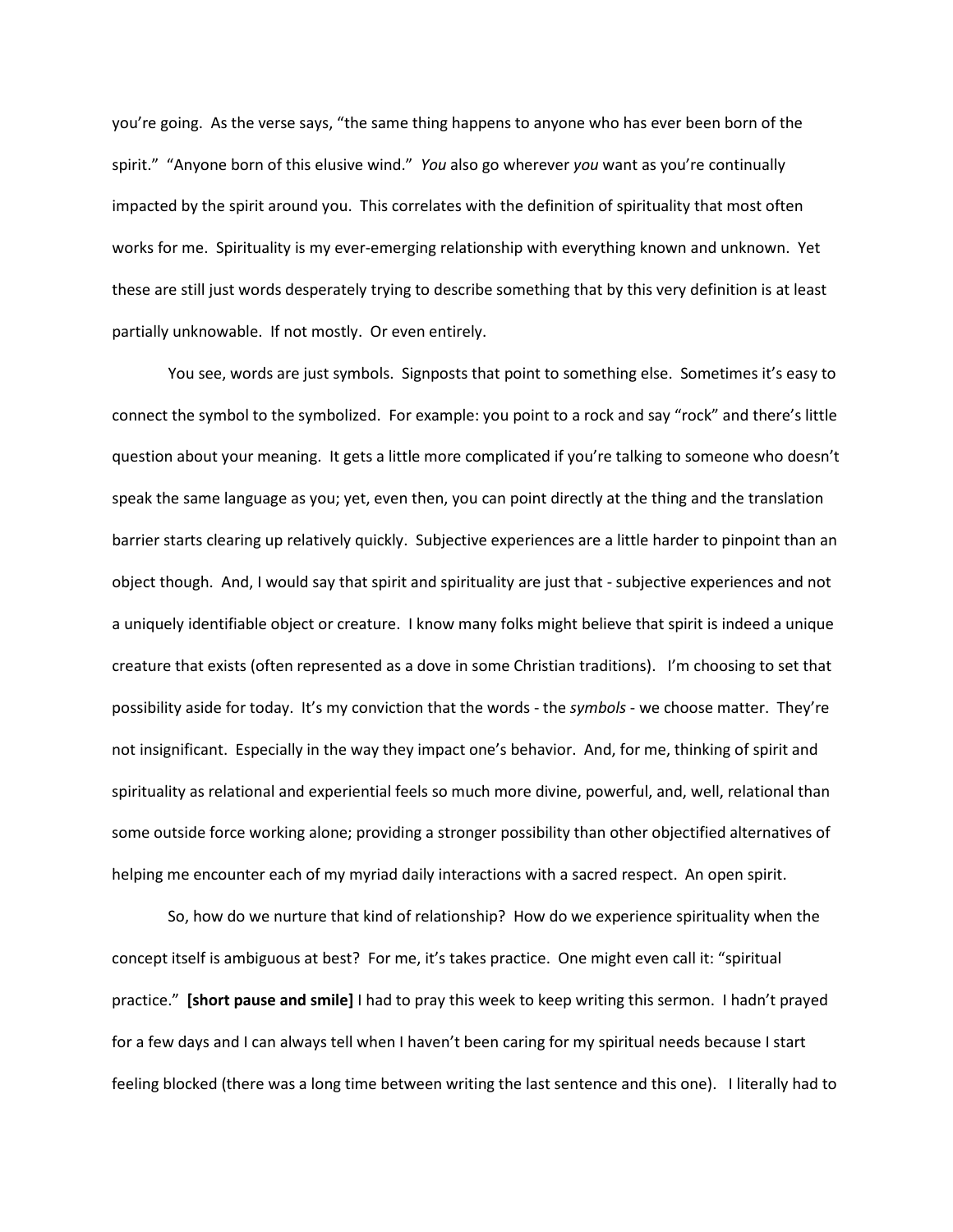you're going. As the verse says, "the same thing happens to anyone who has ever been born of the spirit." "Anyone born of this elusive wind." *You* also go wherever *you* want as you're continually impacted by the spirit around you. This correlates with the definition of spirituality that most often works for me. Spirituality is my ever-emerging relationship with everything known and unknown. Yet these are still just words desperately trying to describe something that by this very definition is at least partially unknowable. If not mostly. Or even entirely.

You see, words are just symbols. Signposts that point to something else. Sometimes it's easy to connect the symbol to the symbolized. For example: you point to a rock and say "rock" and there's little question about your meaning. It gets a little more complicated if you're talking to someone who doesn't speak the same language as you; yet, even then, you can point directly at the thing and the translation barrier starts clearing up relatively quickly. Subjective experiences are a little harder to pinpoint than an object though. And, I would say that spirit and spirituality are just that - subjective experiences and not a uniquely identifiable object or creature. I know many folks might believe that spirit is indeed a unique creature that exists (often represented as a dove in some Christian traditions). I'm choosing to set that possibility aside for today. It's my conviction that the words - the *symbols* - we choose matter. They're not insignificant. Especially in the way they impact one's behavior. And, for me, thinking of spirit and spirituality as relational and experiential feels so much more divine, powerful, and, well, relational than some outside force working alone; providing a stronger possibility than other objectified alternatives of helping me encounter each of my myriad daily interactions with a sacred respect. An open spirit.

So, how do we nurture that kind of relationship? How do we experience spirituality when the concept itself is ambiguous at best? For me, it's takes practice. One might even call it: "spiritual practice." **[short pause and smile]** I had to pray this week to keep writing this sermon. I hadn't prayed for a few days and I can always tell when I haven't been caring for my spiritual needs because I start feeling blocked (there was a long time between writing the last sentence and this one). I literally had to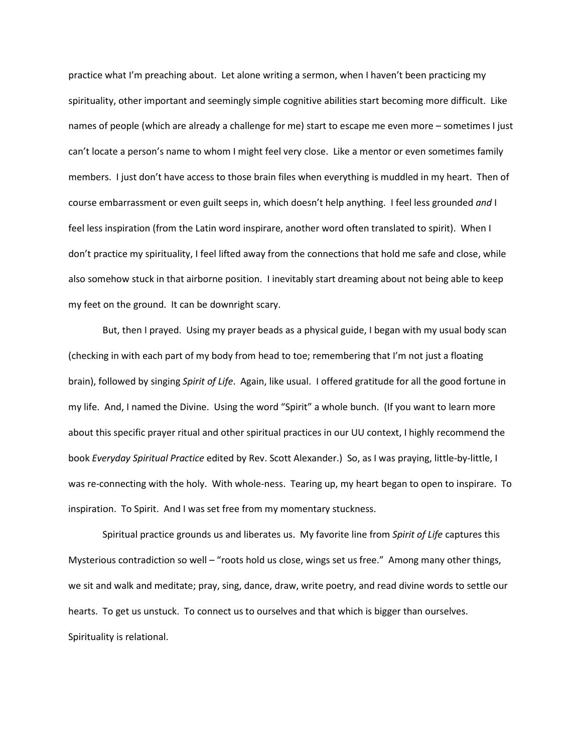practice what I'm preaching about. Let alone writing a sermon, when I haven't been practicing my spirituality, other important and seemingly simple cognitive abilities start becoming more difficult. Like names of people (which are already a challenge for me) start to escape me even more – sometimes I just can't locate a person's name to whom I might feel very close. Like a mentor or even sometimes family members. I just don't have access to those brain files when everything is muddled in my heart. Then of course embarrassment or even guilt seeps in, which doesn't help anything. I feel less grounded *and* I feel less inspiration (from the Latin word inspirare, another word often translated to spirit). When I don't practice my spirituality, I feel lifted away from the connections that hold me safe and close, while also somehow stuck in that airborne position. I inevitably start dreaming about not being able to keep my feet on the ground. It can be downright scary.

But, then I prayed. Using my prayer beads as a physical guide, I began with my usual body scan (checking in with each part of my body from head to toe; remembering that I'm not just a floating brain), followed by singing *Spirit of Life*. Again, like usual. I offered gratitude for all the good fortune in my life. And, I named the Divine. Using the word "Spirit" a whole bunch. (If you want to learn more about this specific prayer ritual and other spiritual practices in our UU context, I highly recommend the book *Everyday Spiritual Practice* edited by Rev. Scott Alexander.) So, as I was praying, little-by-little, I was re-connecting with the holy. With whole-ness. Tearing up, my heart began to open to inspirare. To inspiration. To Spirit. And I was set free from my momentary stuckness.

Spiritual practice grounds us and liberates us. My favorite line from *Spirit of Life* captures this Mysterious contradiction so well – "roots hold us close, wings set us free." Among many other things, we sit and walk and meditate; pray, sing, dance, draw, write poetry, and read divine words to settle our hearts. To get us unstuck. To connect us to ourselves and that which is bigger than ourselves. Spirituality is relational.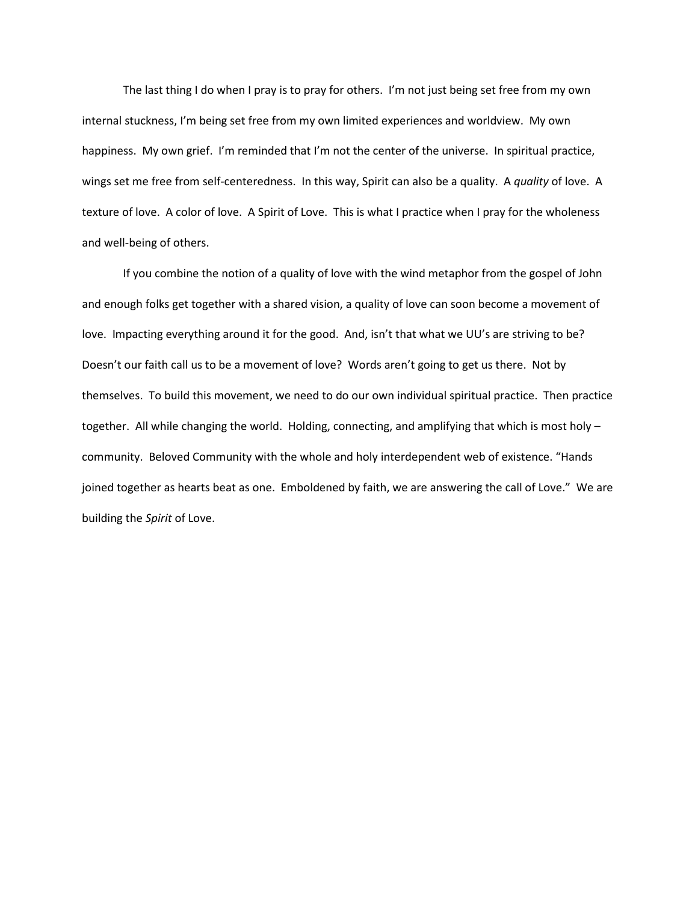The last thing I do when I pray is to pray for others. I'm not just being set free from my own internal stuckness, I'm being set free from my own limited experiences and worldview. My own happiness. My own grief. I'm reminded that I'm not the center of the universe. In spiritual practice, wings set me free from self-centeredness. In this way, Spirit can also be a quality. A *quality* of love. A texture of love. A color of love. A Spirit of Love. This is what I practice when I pray for the wholeness and well-being of others.

If you combine the notion of a quality of love with the wind metaphor from the gospel of John and enough folks get together with a shared vision, a quality of love can soon become a movement of love. Impacting everything around it for the good. And, isn't that what we UU's are striving to be? Doesn't our faith call us to be a movement of love? Words aren't going to get us there. Not by themselves. To build this movement, we need to do our own individual spiritual practice. Then practice together. All while changing the world. Holding, connecting, and amplifying that which is most holy – community. Beloved Community with the whole and holy interdependent web of existence. "Hands joined together as hearts beat as one. Emboldened by faith, we are answering the call of Love." We are building the *Spirit* of Love.